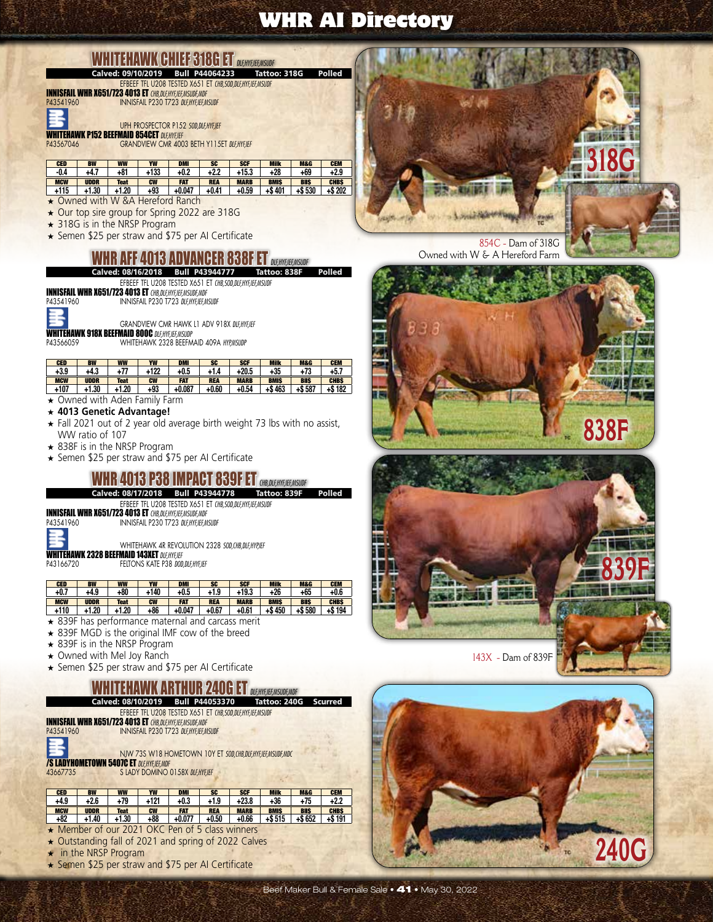# WHR AI Directory

## WHITEHAWK CHIEF 318G ET *DLF,HYF,IEF,MSUDF*

**Calved: 09/10/2019 Bull P44064233 Tattoo: 318G Polled**

EFBEEF TFL U208 TESTED X651 ET *CHB,SOD,DLF,HYF,IEF,MSUDF*
**INNISFAIL WHR X651/723 4013 ET** *CHB,DLF,HYF,IEF,MSUDF,MDF*
P43541960
INNISFAIL P230 T723 *DLF,HYF,IEF,MSUDF*

UPH PROSPECTOR P152 *SOD,DLF,HYF,IEF*
**WHITEHAWK P152 BEEFMAID 854CET** *DLF,HYF,IEF*
P43567046
GRANDVIEW CMR 4003 BETH Y115ET *DLF,HYF,IEF*

| CED | BW | WW | YW | DMI | SC | SCF | Milk | M&G | CEM |
|---|---|---|---|---|---|---|---|---|---|
| -0.4 | +4.7 | +81 | +133 | +0.2 | +2.2 | +15.3 | +28 | +69 | +2.9 |
| **MCW** | **UDDR** | **Teat** | **CW** | **FAT** | **REA** | **MARB** | **BMI$** | **BII$** | **CHB$** |
| +115 | +1.30 | +1.20 | +93 | +0.047 | +0.41 | +0.59 | +$ 401 | +$ 530 | +$ 202 |

- ★ Owned with W &A Hereford Ranch
- ★ Our top sire group for Spring 2022 are 318G
- ★ 318G is in the NRSP Program
- ★ Semen $25 per straw and $75 per AI Certificate

854C - Dam of 318G
Owned with W & A Hereford Farm

## WHR AFF 4013 ADVANCER 838F ET *DLF,HYF,IEF,MSUDF*

**Calved: 08/16/2018 Bull P43944777 Tattoo: 838F Polled**

EFBEEF TFL U208 TESTED X651 ET *CHB,SOD,DLF,HYF,IEF,MSUDF*
**INNISFAIL WHR X651/723 4013 ET** *CHB,DLF,HYF,IEF,MSUDF,MDF*
P43541960
INNISFAIL P230 T723 *DLF,HYF,IEF,MSUDF*

GRANDVIEW CMR HAWK L1 ADV 918X *DLF,HYF,IEF*
**WHITEHAWK 918X BEEFMAID 800C** *DLF,HYF,IEF,MSUDF*
P43566059
WHITEHAWK 2328 BEEFMAID 409A *HYF,MSUDF*

| CED | BW | WW | YW | DMI | SC | SCF | Milk | M&G | CEM |
|---|---|---|---|---|---|---|---|---|---|
| +3.9 | +4.3 | +77 | +122 | +0.5 | +1.4 | +20.5 | +35 | +73 | +5.7 |
| **MCW** | **UDDR** | **Teat** | **CW** | **FAT** | **REA** | **MARB** | **BMI$** | **BII$** | **CHB$** |
| +107 | +1.30 | +1.20 | +93 | +0.087 | +0.60 | +0.54 | +$ 463 | +$ 587 | +$ 182 |

- ★ Owned with Aden Family Farm
- ★ **4013 Genetic Advantage!**
- ★ Fall 2021 out of 2 year old average birth weight 73 lbs with no assist, WW ratio of 107
- ★ 838F is in the NRSP Program
- ★ Semen $25 per straw and $75 per AI Certificate

## WHR 4013 P38 IMPACT 839F ET *CHB,DLF,HYF,IEF,MSUDF*

**Calved: 08/17/2018 Bull P43944778 Tattoo: 839F Polled**

EFBEEF TFL U208 TESTED X651 ET *CHB,SOD,DLF,HYF,IEF,MSUDF*
**INNISFAIL WHR X651/723 4013 ET** *CHB,DLF,HYF,IEF,MSUDF,MDF*
P43541960
INNISFAIL P230 T723 *DLF,HYF,IEF,MSUDF*

WHITEHAWK 4R REVOLUTION 2328 *SOD,CHB,DLF,HYF,IEF*
**WHITEHAWK 2328 BEEFMAID 143XET** *DLF,HYF,IEF*
P43166720
FELTONS KATE P38 *DOD,DLF,HYF,IEF*

| CED | BW | WW | YW | DMI | SC | SCF | Milk | M&G | CEM |
|---|---|---|---|---|---|---|---|---|---|
| +0.7 | +4.9 | +80 | +140 | +0.5 | +1.9 | +19.3 | +26 | +65 | +0.6 |
| **MCW** | **UDDR** | **Teat** | **CW** | **FAT** | **REA** | **MARB** | **BMI$** | **BII$** | **CHB$** |
| +110 | +1.20 | +1.20 | +86 | +0.047 | +0.67 | +0.61 | +$ 450 | +$ 580 | +$ 194 |

- ★ 839F has performance maternal and carcass merit
- ★ 839F MGD is the original IMF cow of the breed
- ★ 839F is in the NRSP Program
- ★ Owned with Mel Joy Ranch
- ★ Semen $25 per straw and $75 per AI Certificate

143X - Dam of 839F

## WHITEHAWK ARTHUR 240G ET *DLF,HYF,IEF,MSUDF,MDF*

**Calved: 08/10/2019 Bull P44053370 Tattoo: 240G Scurred**

EFBEEF TFL U208 TESTED X651 ET *CHB,SOD,DLF,HYF,IEF,MSUDF*
**INNISFAIL WHR X651/723 4013 ET** *CHB,DLF,HYF,IEF,MSUDF,MDF*
P43541960
INNISFAIL P230 T723 *DLF,HYF,IEF,MSUDF*

NJW 73S W18 HOMETOWN 10Y ET *SOD,CHB,DLF,HYF,IEF,MSUDF,MDC*
**/S LADYHOMETOWN 5407C ET** *DLF,HYF,IEF,MDF*
43667735
S LADY DOMINO 0158X *DLF,HYF,IEF*

| CED | BW | WW | YW | DMI | SC | SCF | Milk | M&G | CEM |
|---|---|---|---|---|---|---|---|---|---|
| +4.9 | +2.6 | +79 | +121 | +0.3 | +1.9 | +23.8 | +36 | +75 | +2.2 |
| **MCW** | **UDDR** | **Teat** | **CW** | **FAT** | **REA** | **MARB** | **BMI$** | **BII$** | **CHB$** |
| +82 | +1.40 | +1.30 | +88 | +0.077 | +0.50 | +0.66 | +$ 515 | +$ 652 | +$ 191 |

- ★ Member of our 2021 OKC Pen of 5 class winners
- ★ Outstanding fall of 2021 and spring of 2022 Calves
- ★ in the NRSP Program
- ★ Semen $25 per straw and $75 per AI Certificate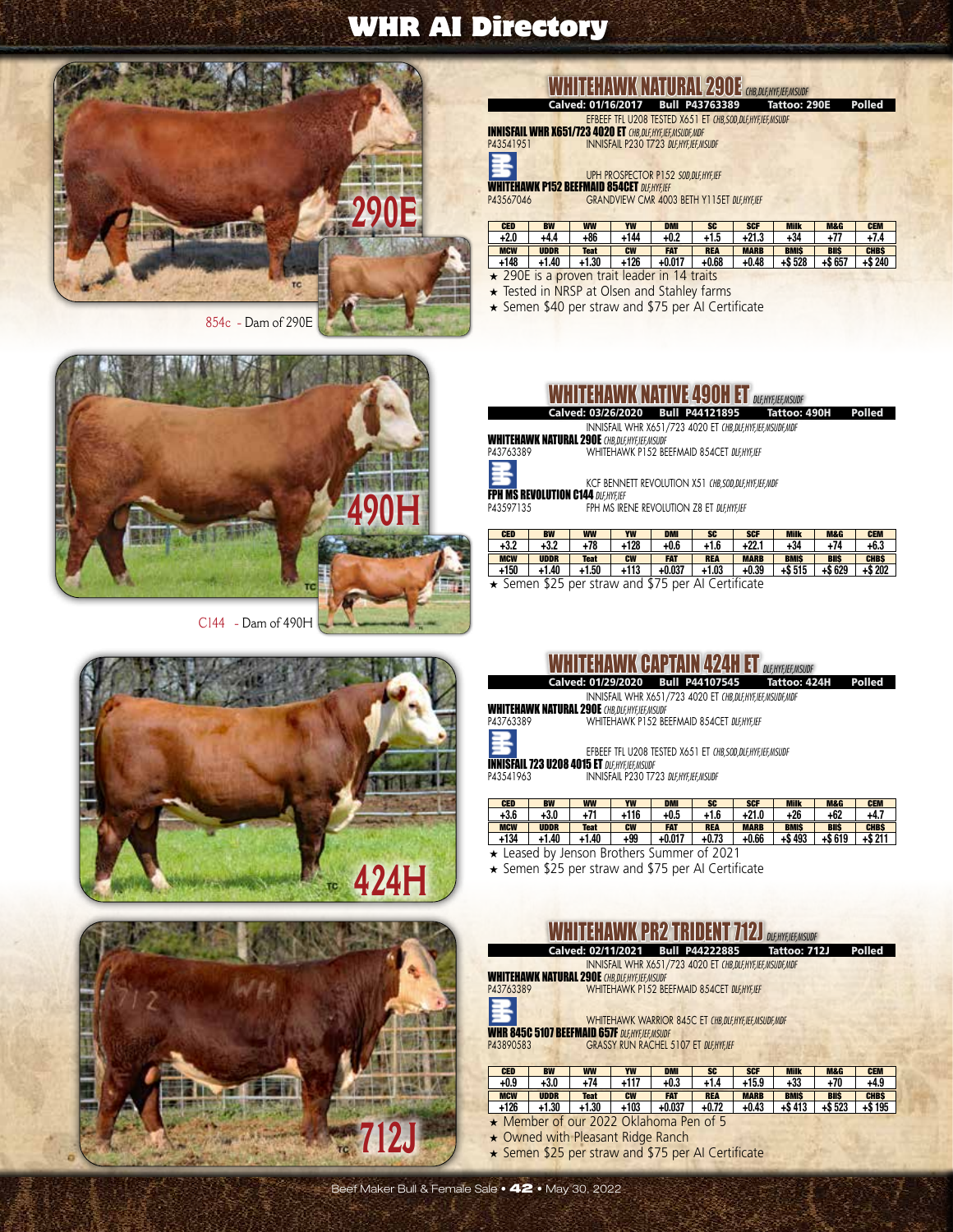# WHR AI Directory

290E

854c - Dam of 290E

## WHITEHAWK NATURAL 290E *CHB,DLF,HYF,IEF,MSUDF*

**Calved: 01/16/2017 | Bull P43763389 | Tattoo: 290E | Polled**

EFBEEF TFL U208 TESTED X651 ET *CHB,SOD,DLF,HYF,IEF,MSUDF*
**INNISFAIL WHR X651/723 4020 ET** *CHB,DLF,HYF,IEF,MSUDF,MDF*
P43541951
INNISFAIL P230 T723 *DLF,HYF,IEF,MSUDF*

UPH PROSPECTOR P152 *SOD,DLF,HYF,IEF*
**WHITEHAWK P152 BEEFMAID 854CET** *DLF,HYF,IEF*
P43567046
GRANDVIEW CMR 4003 BETH Y115ET *DLF,HYF,IEF*

| CED | BW | WW | YW | DMI | SC | SCF | Milk | M&G | CEM |
|---|---|---|---|---|---|---|---|---|---|
| +2.0 | +4.4 | +86 | +144 | +0.2 | +1.5 | +21.3 | +34 | +77 | +7.4 |
| **MCW** | **UDDR** | **Teat** | **CW** | **FAT** | **REA** | **MARB** | **BMI$** | **BII$** | **CHB$** |
| +148 | +1.40 | +1.30 | +126 | +0.017 | +0.68 | +0.48 | +$ 528 | +$ 657 | +$ 240 |

- ★ 290E is a proven trait leader in 14 traits
- ★ Tested in NRSP at Olsen and Stahley farms
- ★ Semen $40 per straw and $75 per AI Certificate

490H

C144 - Dam of 490H

## WHITEHAWK NATIVE 490H ET *DLF,HYF,IEF,MSUDF*

**Calved: 03/26/2020 | Bull P44121895 | Tattoo: 490H | Polled**

INNISFAIL WHR X651/723 4020 ET *CHB,DLF,HYF,IEF,MSUDF,MDF*
**WHITEHAWK NATURAL 290E** *CHB,DLF,HYF,IEF,MSUDF*
P43763389
WHITEHAWK P152 BEEFMAID 854CET *DLF,HYF,IEF*

KCF BENNETT REVOLUTION X51 *CHB,SOD,DLF,HYF,IEF,MDF*
**FPH MS REVOLUTION C144** *DLF,HYF,IEF*
P43597135
FPH MS IRENE REVOLUTION Z8 ET *DLF,HYF,IEF*

| CED | BW | WW | YW | DMI | SC | SCF | Milk | M&G | CEM |
|---|---|---|---|---|---|---|---|---|---|
| +3.2 | +3.2 | +78 | +128 | +0.6 | +1.6 | +22.1 | +34 | +74 | +6.3 |
| **MCW** | **UDDR** | **Teat** | **CW** | **FAT** | **REA** | **MARB** | **BMI$** | **BII$** | **CHB$** |
| +150 | +1.40 | +1.50 | +113 | +0.037 | +1.03 | +0.39 | +$ 515 | +$ 629 | +$ 202 |

- ★ Semen $25 per straw and $75 per AI Certificate

424H

## WHITEHAWK CAPTAIN 424H ET *DLF,HYF,IEF,MSUDF*

**Calved: 01/29/2020 | Bull P44107545 | Tattoo: 424H | Polled**

INNISFAIL WHR X651/723 4020 ET *CHB,DLF,HYF,IEF,MSUDF,MDF*
**WHITEHAWK NATURAL 290E** *CHB,DLF,HYF,IEF,MSUDF*
P43763389
WHITEHAWK P152 BEEFMAID 854CET *DLF,HYF,IEF*

EFBEEF TFL U208 TESTED X651 ET *CHB,SOD,DLF,HYF,IEF,MSUDF*
**INNISFAIL 723 U208 4015 ET** *DLF,HYF,IEF,MSUDF*
P43541963
INNISFAIL P230 T723 *DLF,HYF,IEF,MSUDF*

| CED | BW | WW | YW | DMI | SC | SCF | Milk | M&G | CEM |
|---|---|---|---|---|---|---|---|---|---|
| +3.6 | +3.0 | +71 | +116 | +0.5 | +1.6 | +21.0 | +26 | +62 | +4.7 |
| **MCW** | **UDDR** | **Teat** | **CW** | **FAT** | **REA** | **MARB** | **BMI$** | **BII$** | **CHB$** |
| +134 | +1.40 | +1.40 | +99 | +0.017 | +0.73 | +0.66 | +$ 493 | +$ 619 | +$ 211 |

- ★ Leased by Jenson Brothers Summer of 2021
- ★ Semen $25 per straw and $75 per AI Certificate

712J

## WHITEHAWK PR2 TRIDENT 712J *DLF,HYF,IEF,MSUDF*

**Calved: 02/11/2021 | Bull P44222885 | Tattoo: 712J | Polled**

INNISFAIL WHR X651/723 4020 ET *CHB,DLF,HYF,IEF,MSUDF,MDF*
**WHITEHAWK NATURAL 290E** *CHB,DLF,HYF,IEF,MSUDF*
P43763389
WHITEHAWK P152 BEEFMAID 854CET *DLF,HYF,IEF*

WHITEHAWK WARRIOR 845C ET *CHB,DLF,HYF,IEF,MSUDF,MDF*
**WHR 845C 5107 BEEFMAID 657F** *DLF,HYF,IEF,MSUDF*
P43890583
GRASSY RUN RACHEL 5107 ET *DLF,HYF,IEF*

| CED | BW | WW | YW | DMI | SC | SCF | Milk | M&G | CEM |
|---|---|---|---|---|---|---|---|---|---|
| +0.9 | +3.0 | +74 | +117 | +0.3 | +1.4 | +15.9 | +33 | +70 | +4.9 |
| **MCW** | **UDDR** | **Teat** | **CW** | **FAT** | **REA** | **MARB** | **BMI$** | **BII$** | **CHB$** |
| +126 | +1.30 | +1.30 | +103 | +0.037 | +0.72 | +0.43 | +$ 413 | +$ 523 | +$ 195 |

- ★ Member of our 2022 Oklahoma Pen of 5
- ★ Owned with Pleasant Ridge Ranch
- ★ Semen $25 per straw and $75 per AI Certificate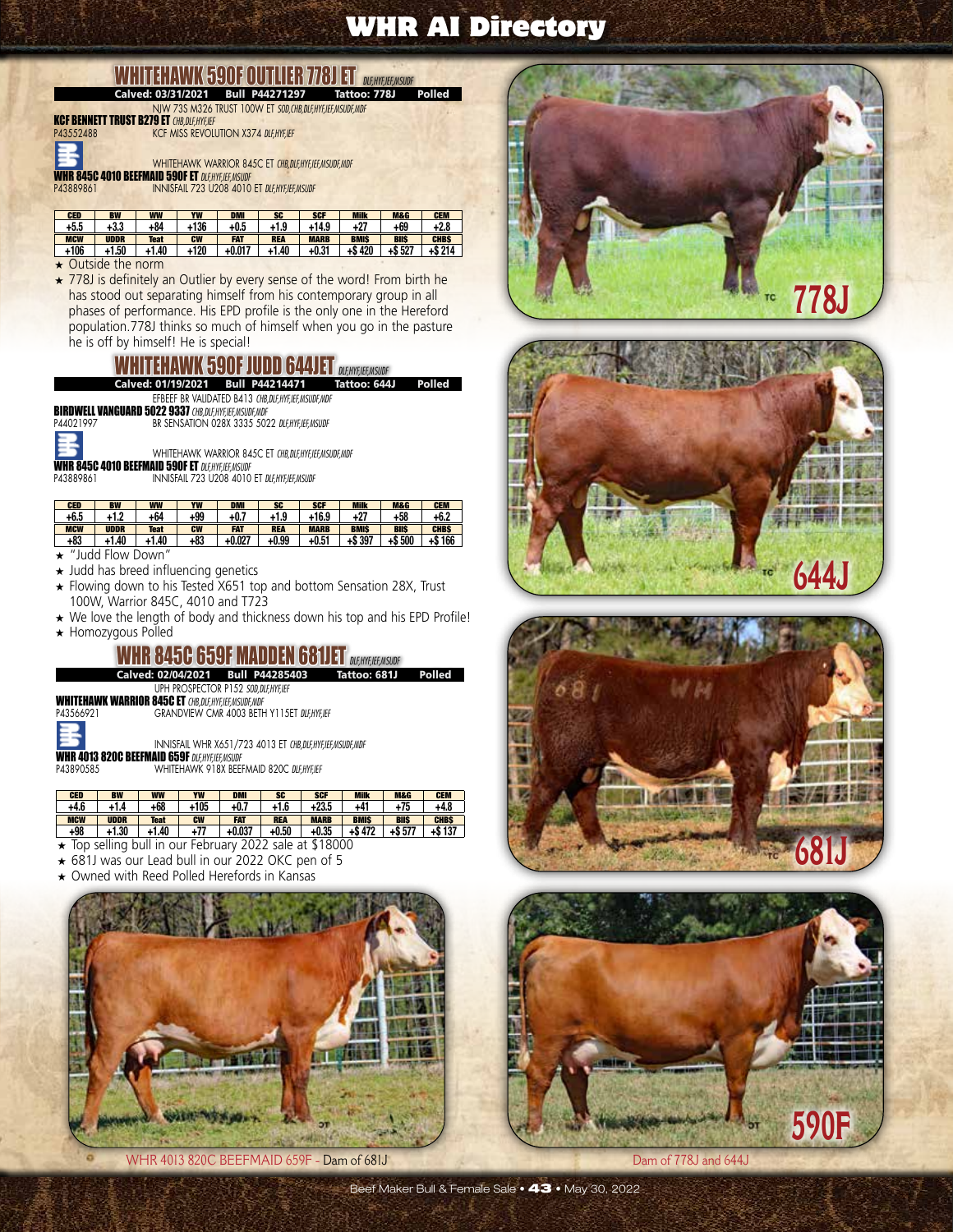# WHR AI Directory

## WHITEHAWK 590F OUTLIER 778J ET *DLF,HYF,IEF,MSUDF*

**Calved: 03/31/2021 Bull P44271297 Tattoo: 778J Polled**

NJW 73S M326 TRUST 100W ET *SOD,CHB,DLF,HYF,IEF,MSUDF,MDF*
**KCF BENNETT TRUST B279 ET** *CHB,DLF,HYF,IEF*
P43552488
KCF MISS REVOLUTION X374 *DLF,HYF,IEF*

WHITEHAWK WARRIOR 845C ET *CHB,DLF,HYF,IEF,MSUDF,MDF*
**WHR 845C 4010 BEEFMAID 590F ET** *DLF,HYF,IEF,MSUDF*
P43889861
INNISFAIL 723 U208 4010 ET *DLF,HYF,IEF,MSUDF*

| CED | BW | WW | YW | DMI | SC | SCF | Milk | M&G | CEM |
|---|---|---|---|---|---|---|---|---|---|
| +5.5 | +3.3 | +84 | +136 | +0.5 | +1.9 | +14.9 | +27 | +69 | +2.8 |
| **MCW** | **UDDR** | **Teat** | **CW** | **FAT** | **REA** | **MARB** | **BMI$** | **BII$** | **CHB$** |
| +106 | +1.50 | +1.40 | +120 | +0.017 | +1.40 | +0.31 | +$ 420 | +$ 527 | +$ 214 |

- ★ Outside the norm
- ★ 778J is definitely an Outlier by every sense of the word! From birth he has stood out separating himself from his contemporary group in all phases of performance. His EPD profile is the only one in the Hereford population.778J thinks so much of himself when you go in the pasture he is off by himself! He is special!

## WHITEHAWK 590F JUDD 644JET *DLF,HYF,IEF,MSUDF*

**Calved: 01/19/2021 Bull P44214471 Tattoo: 644J Polled**

EFBEEF BR VALIDATED B413 *CHB,DLF,HYF,IEF,MSUDF,MDF*
**BIRDWELL VANGUARD 5022 9337** *CHB,DLF,HYF,IEF,MSUDF,MDF*
P44021997
BR SENSATION 028X 3335 5022 *DLF,HYF,IEF,MSUDF*

WHITEHAWK WARRIOR 845C ET *CHB,DLF,HYF,IEF,MSUDF,MDF*
**WHR 845C 4010 BEEFMAID 590F ET** *DLF,HYF,IEF,MSUDF*
P43889861
INNISFAIL 723 U208 4010 ET *DLF,HYF,IEF,MSUDF*

| CED | BW | WW | YW | DMI | SC | SCF | Milk | M&G | CEM |
|---|---|---|---|---|---|---|---|---|---|
| +6.5 | +1.2 | +64 | +99 | +0.7 | +1.9 | +16.9 | +27 | +58 | +6.2 |
| **MCW** | **UDDR** | **Teat** | **CW** | **FAT** | **REA** | **MARB** | **BMI$** | **BII$** | **CHB$** |
| +83 | +1.40 | +1.40 | +83 | +0.027 | +0.99 | +0.51 | +$ 397 | +$ 500 | +$ 166 |

- ★ "Judd Flow Down"
- ★ Judd has breed influencing genetics
- ★ Flowing down to his Tested X651 top and bottom Sensation 28X, Trust 100W, Warrior 845C, 4010 and T723
- ★ We love the length of body and thickness down his top and his EPD Profile!
- ★ Homozygous Polled

## WHR 845C 659F MADDEN 681JET *DLF,HYF,IEF,MSUDF*

**Calved: 02/04/2021 Bull P44285403 Tattoo: 681J Polled**

UPH PROSPECTOR P152 *SOD,DLF,HYF,IEF*
**WHITEHAWK WARRIOR 845C ET** *CHB,DLF,HYF,IEF,MSUDF,MDF*
P43566921
GRANDVIEW CMR 4003 BETH Y115ET *DLF,HYF,IEF*

INNISFAIL WHR X651/723 4013 ET *CHB,DLF,HYF,IEF,MSUDF,MDF*
**WHR 4013 820C BEEFMAID 659F** *DLF,HYF,IEF,MSUDF*
P43890585
WHITEHAWK 918X BEEFMAID 820C *DLF,HYF,IEF*

| CED | BW | WW | YW | DMI | SC | SCF | Milk | M&G | CEM |
|---|---|---|---|---|---|---|---|---|---|
| +4.6 | +1.4 | +68 | +105 | +0.7 | +1.6 | +23.5 | +41 | +75 | +4.8 |
| **MCW** | **UDDR** | **Teat** | **CW** | **FAT** | **REA** | **MARB** | **BMI$** | **BII$** | **CHB$** |
| +98 | +1.30 | +1.40 | +77 | +0.037 | +0.50 | +0.35 | +$ 472 | +$ 577 | +$ 137 |

- ★ Top selling bull in our February 2022 sale at $18000
- ★ 681J was our Lead bull in our 2022 OKC pen of 5
- ★ Owned with Reed Polled Herefords in Kansas

778J

644J

681J

WHR 4013 820C BEEFMAID 659F - Dam of 681J

590F

Dam of 778J and 644J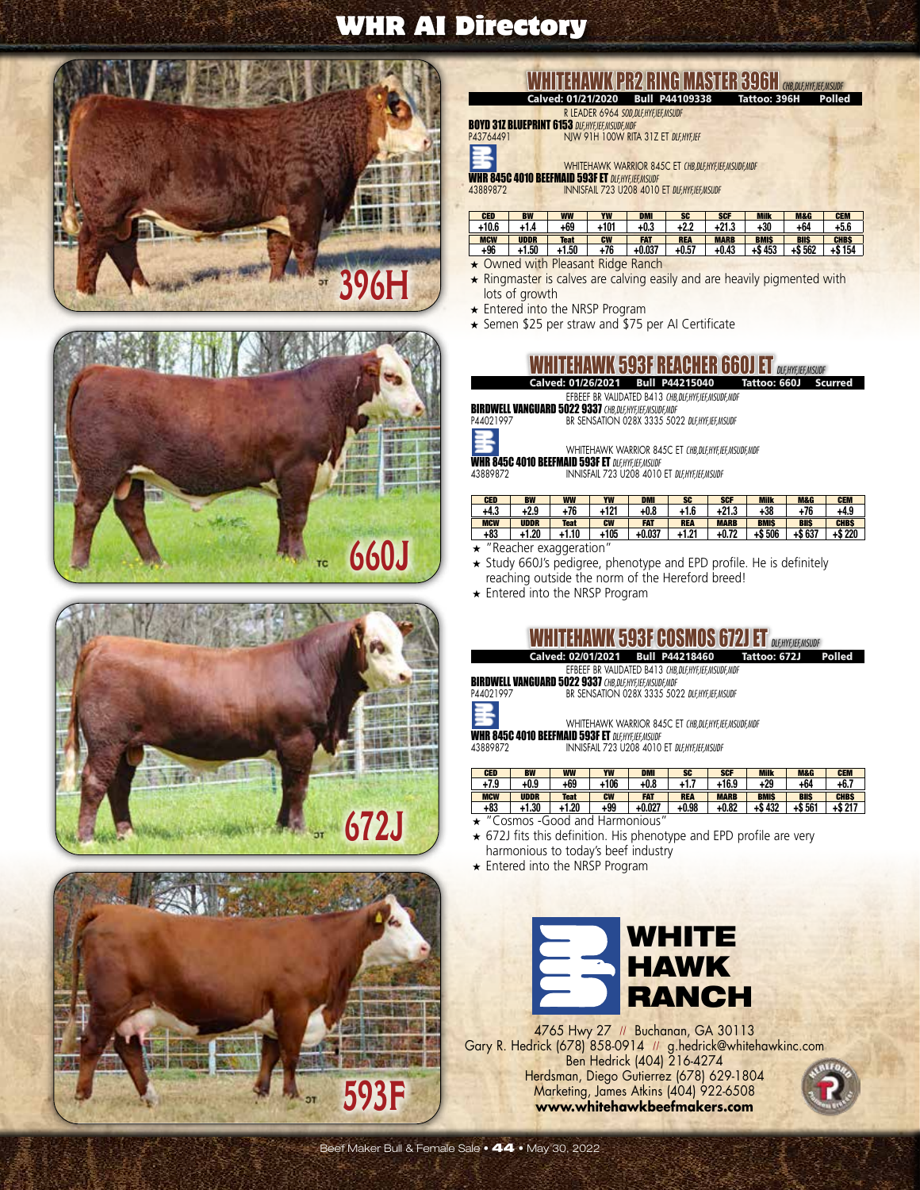# WHR AI Directory

396H

660J

672J

593F

## WHITEHAWK PR2 RING MASTER 396H *CHB,DLF,HYF,IEF,MSUDF*

**Calved: 01/21/2020 Bull P44109338 Tattoo: 396H Polled**

R LEADER 6964 *SOD,DLF,HYF,IEF,MSUDF*
**BOYD 31Z BLUEPRINT 6153** *DLF,HYF,IEF,MSUDF,MDF*
P43764491
NJW 91H 100W RITA 31Z ET *DLF,HYF,IEF*

WHITEHAWK WARRIOR 845C ET *CHB,DLF,HYF,IEF,MSUDF,MDF*
**WHR 845C 4010 BEEFMAID 593F ET** *DLF,HYF,IEF,MSUDF*
43889872
INNISFAIL 723 U208 4010 ET *DLF,HYF,IEF,MSUDF*

| CED | BW | WW | YW | DMI | SC | SCF | Milk | M&G | CEM |
|---|---|---|---|---|---|---|---|---|---|
| +10.6 | +1.4 | +69 | +101 | +0.3 | +2.2 | +21.3 | +30 | +64 | +5.6 |
| **MCW** | **UDDR** | **Teat** | **CW** | **FAT** | **REA** | **MARB** | **BMI$** | **BII$** | **CHB$** |
| +96 | +1.50 | +1.50 | +76 | +0.037 | +0.57 | +0.43 | +$ 453 | +$ 562 | +$ 154 |

- ★ Owned with Pleasant Ridge Ranch
- ★ Ringmaster is calves are calving easily and are heavily pigmented with lots of growth
- ★ Entered into the NRSP Program
- ★ Semen $25 per straw and $75 per AI Certificate

## WHITEHAWK 593F REACHER 660J ET *DLF,HYF,IEF,MSUDF*

**Calved: 01/26/2021 Bull P44215040 Tattoo: 660J Scurred**

EFBEEF BR VALIDATED B413 *CHB,DLF,HYF,IEF,MSUDF,MDF*
**BIRDWELL VANGUARD 5022 9337** *CHB,DLF,HYF,IEF,MSUDF,MDF*
P44021997
BR SENSATION 028X 3335 5022 *DLF,HYF,IEF,MSUDF*

WHITEHAWK WARRIOR 845C ET *CHB,DLF,HYF,IEF,MSUDF,MDF*
**WHR 845C 4010 BEEFMAID 593F ET** *DLF,HYF,IEF,MSUDF*
43889872
INNISFAIL 723 U208 4010 ET *DLF,HYF,IEF,MSUDF*

| CED | BW | WW | YW | DMI | SC | SCF | Milk | M&G | CEM |
|---|---|---|---|---|---|---|---|---|---|
| +4.3 | +2.9 | +76 | +121 | +0.8 | +1.6 | +21.3 | +38 | +76 | +4.9 |
| **MCW** | **UDDR** | **Teat** | **CW** | **FAT** | **REA** | **MARB** | **BMI$** | **BII$** | **CHB$** |
| +83 | +1.20 | +1.10 | +105 | +0.037 | +1.21 | +0.72 | +$ 506 | +$ 637 | +$ 220 |

- ★ "Reacher exaggeration"
- ★ Study 660J's pedigree, phenotype and EPD profile. He is definitely reaching outside the norm of the Hereford breed!
- ★ Entered into the NRSP Program

## WHITEHAWK 593F COSMOS 672J ET *DLF,HYF,IEF,MSUDF*

**Calved: 02/01/2021 Bull P44218460 Tattoo: 672J Polled**

EFBEEF BR VALIDATED B413 *CHB,DLF,HYF,IEF,MSUDF,MDF*
**BIRDWELL VANGUARD 5022 9337** *CHB,DLF,HYF,IEF,MSUDF,MDF*
P44021997
BR SENSATION 028X 3335 5022 *DLF,HYF,IEF,MSUDF*

WHITEHAWK WARRIOR 845C ET *CHB,DLF,HYF,IEF,MSUDF,MDF*
**WHR 845C 4010 BEEFMAID 593F ET** *DLF,HYF,IEF,MSUDF*
43889872
INNISFAIL 723 U208 4010 ET *DLF,HYF,IEF,MSUDF*

| CED | BW | WW | YW | DMI | SC | SCF | Milk | M&G | CEM |
|---|---|---|---|---|---|---|---|---|---|
| +7.9 | +0.9 | +69 | +106 | +0.8 | +1.7 | +16.9 | +29 | +64 | +6.7 |
| **MCW** | **UDDR** | **Teat** | **CW** | **FAT** | **REA** | **MARB** | **BMI$** | **BII$** | **CHB$** |
| +83 | +1.30 | +1.20 | +99 | +0.027 | +0.98 | +0.82 | +$ 432 | +$ 561 | +$ 217 |

- ★ "Cosmos -Good and Harmonious"
- ★ 672J fits this definition. His phenotype and EPD profile are very harmonious to today's beef industry
- ★ Entered into the NRSP Program

**WHITE HAWK RANCH**

4765 Hwy 27 // Buchanan, GA 30113
Gary R. Hedrick (678) 858-0914 // g.hedrick@whitehawkinc.com
Ben Hedrick (404) 216-4274
Herdsman, Diego Gutierrez (678) 629-1804
Marketing, James Atkins (404) 922-6508
**www.whitehawkbeefmakers.com**